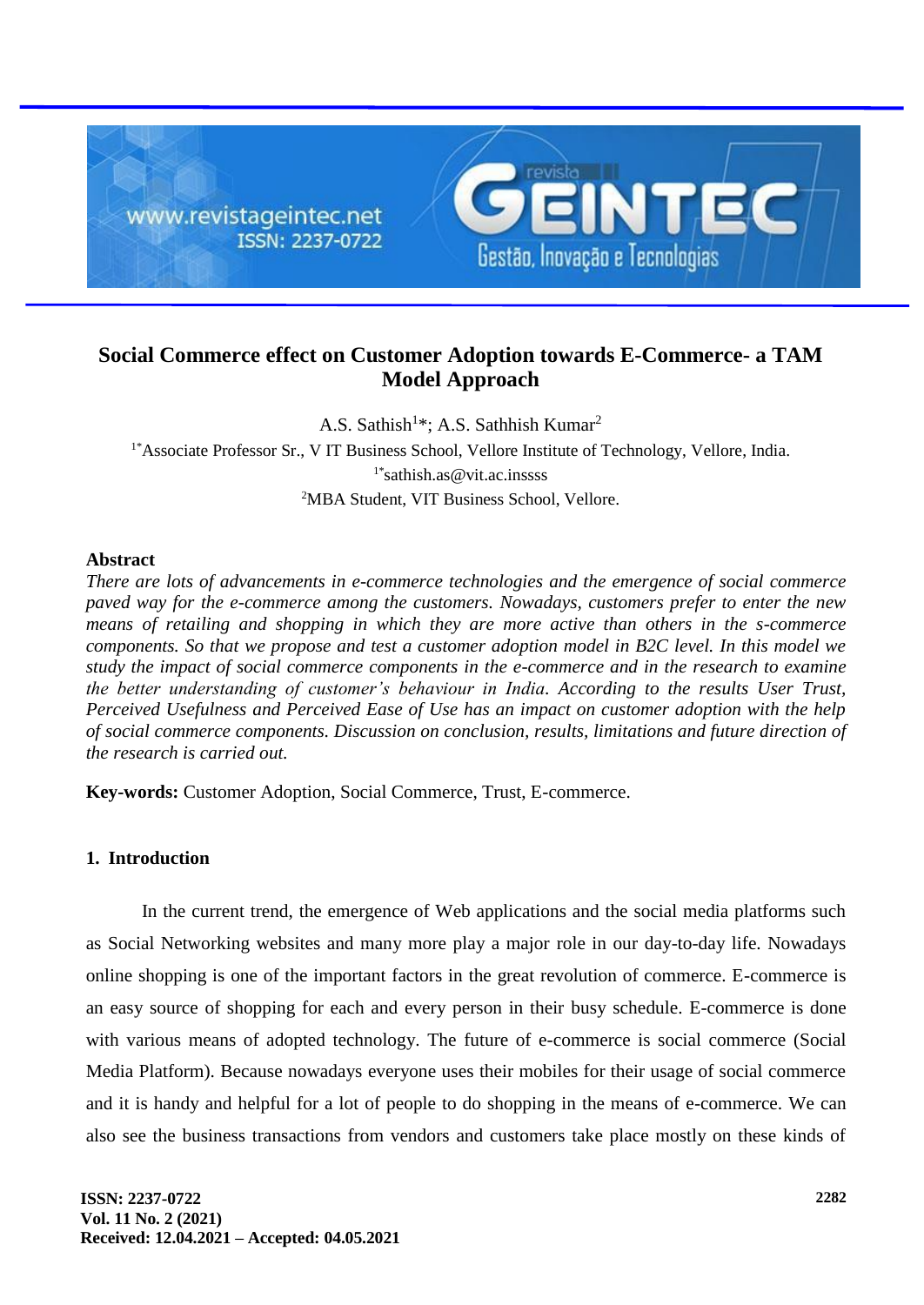# Social Commerce effect on Customer Adoption towards E-Commerce- a TAM Model Approach

A.S. Sathish[1]*; A.S. Sathhish Kumar[2]

[1*]Associate Professor Sr., V IT Business School, Vellore Institute of Technology, Vellore, India.

[1*]sathish.as@vit.ac.inssss

[2]MBA Student, VIT Business School, Vellore.

## Abstract

*There are lots of advancements in e-commerce technologies and the emergence of social commerce paved way for the e-commerce among the customers. Nowadays, customers prefer to enter the new means of retailing and shopping in which they are more active than others in the s-commerce components. So that we propose and test a customer adoption model in B2C level. In this model we study the impact of social commerce components in the e-commerce and in the research to examine the better understanding of customer's behaviour in India. According to the results User Trust, Perceived Usefulness and Perceived Ease of Use has an impact on customer adoption with the help of social commerce components. Discussion on conclusion, results, limitations and future direction of the research is carried out.*

**Key-words:** Customer Adoption, Social Commerce, Trust, E-commerce.

## 1. Introduction

In the current trend, the emergence of Web applications and the social media platforms such as Social Networking websites and many more play a major role in our day-to-day life. Nowadays online shopping is one of the important factors in the great revolution of commerce. E-commerce is an easy source of shopping for each and every person in their busy schedule. E-commerce is done with various means of adopted technology. The future of e-commerce is social commerce (Social Media Platform). Because nowadays everyone uses their mobiles for their usage of social commerce and it is handy and helpful for a lot of people to do shopping in the means of e-commerce. We can also see the business transactions from vendors and customers take place mostly on these kinds of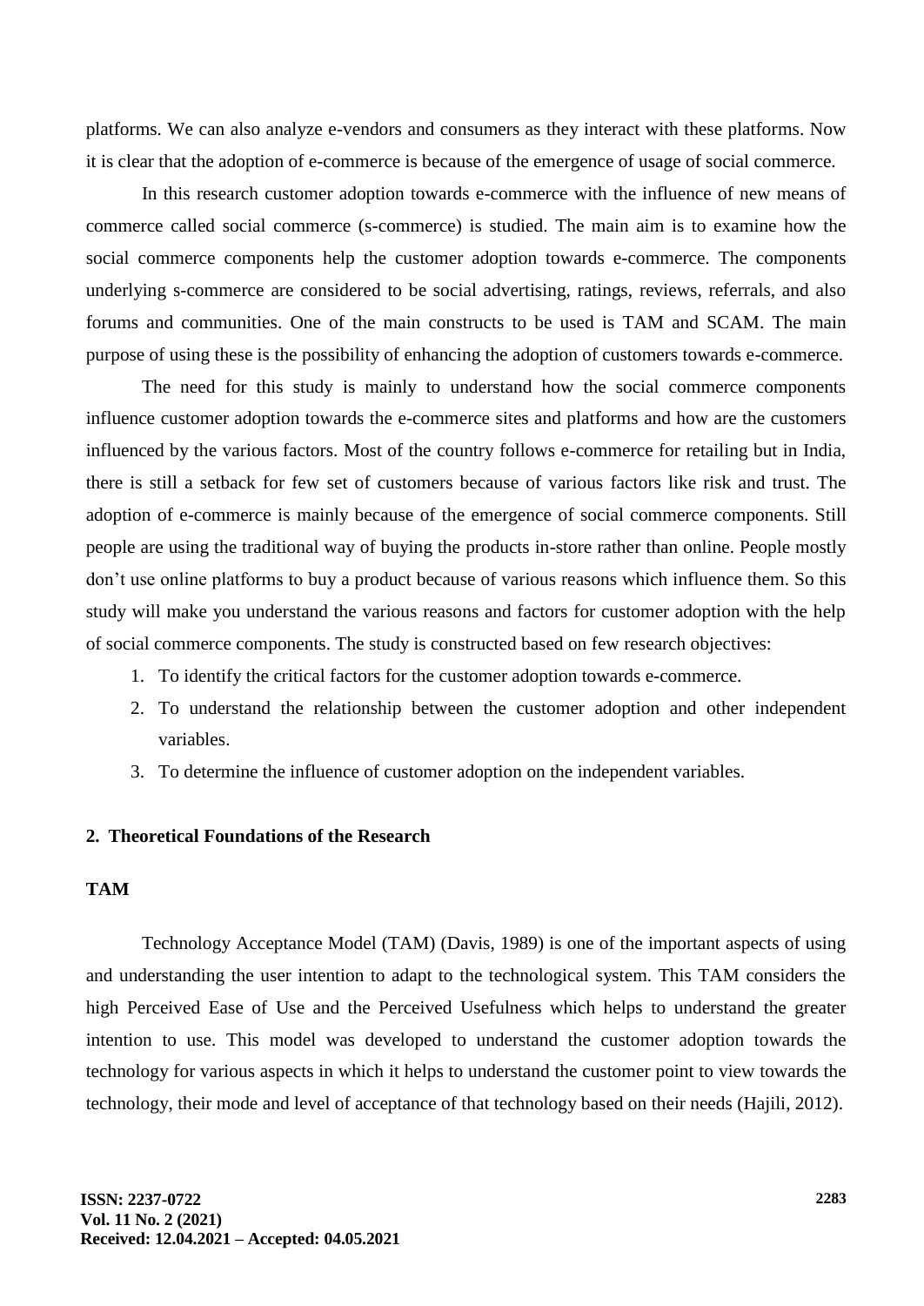platforms. We can also analyze e-vendors and consumers as they interact with these platforms. Now it is clear that the adoption of e-commerce is because of the emergence of usage of social commerce.

In this research customer adoption towards e-commerce with the influence of new means of commerce called social commerce (s-commerce) is studied. The main aim is to examine how the social commerce components help the customer adoption towards e-commerce. The components underlying s-commerce are considered to be social advertising, ratings, reviews, referrals, and also forums and communities. One of the main constructs to be used is TAM and SCAM. The main purpose of using these is the possibility of enhancing the adoption of customers towards e-commerce.

The need for this study is mainly to understand how the social commerce components influence customer adoption towards the e-commerce sites and platforms and how are the customers influenced by the various factors. Most of the country follows e-commerce for retailing but in India, there is still a setback for few set of customers because of various factors like risk and trust. The adoption of e-commerce is mainly because of the emergence of social commerce components. Still people are using the traditional way of buying the products in-store rather than online. People mostly don't use online platforms to buy a product because of various reasons which influence them. So this study will make you understand the various reasons and factors for customer adoption with the help of social commerce components. The study is constructed based on few research objectives:

1. To identify the critical factors for the customer adoption towards e-commerce.
2. To understand the relationship between the customer adoption and other independent variables.
3. To determine the influence of customer adoption on the independent variables.

## 2. Theoretical Foundations of the Research

### TAM

Technology Acceptance Model (TAM) (Davis, 1989) is one of the important aspects of using and understanding the user intention to adapt to the technological system. This TAM considers the high Perceived Ease of Use and the Perceived Usefulness which helps to understand the greater intention to use. This model was developed to understand the customer adoption towards the technology for various aspects in which it helps to understand the customer point to view towards the technology, their mode and level of acceptance of that technology based on their needs (Hajili, 2012).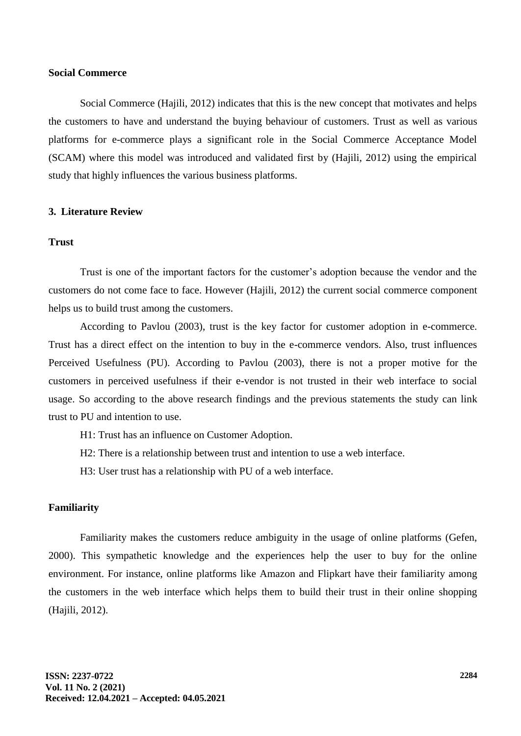**Social Commerce**

Social Commerce (Hajili, 2012) indicates that this is the new concept that motivates and helps the customers to have and understand the buying behaviour of customers. Trust as well as various platforms for e-commerce plays a significant role in the Social Commerce Acceptance Model (SCAM) where this model was introduced and validated first by (Hajili, 2012) using the empirical study that highly influences the various business platforms.

## 3. Literature Review

**Trust**

Trust is one of the important factors for the customer's adoption because the vendor and the customers do not come face to face. However (Hajili, 2012) the current social commerce component helps us to build trust among the customers.

According to Pavlou (2003), trust is the key factor for customer adoption in e-commerce. Trust has a direct effect on the intention to buy in the e-commerce vendors. Also, trust influences Perceived Usefulness (PU). According to Pavlou (2003), there is not a proper motive for the customers in perceived usefulness if their e-vendor is not trusted in their web interface to social usage. So according to the above research findings and the previous statements the study can link trust to PU and intention to use.

H1: Trust has an influence on Customer Adoption.

H2: There is a relationship between trust and intention to use a web interface.

H3: User trust has a relationship with PU of a web interface.

**Familiarity**

Familiarity makes the customers reduce ambiguity in the usage of online platforms (Gefen, 2000). This sympathetic knowledge and the experiences help the user to buy for the online environment. For instance, online platforms like Amazon and Flipkart have their familiarity among the customers in the web interface which helps them to build their trust in their online shopping (Hajili, 2012).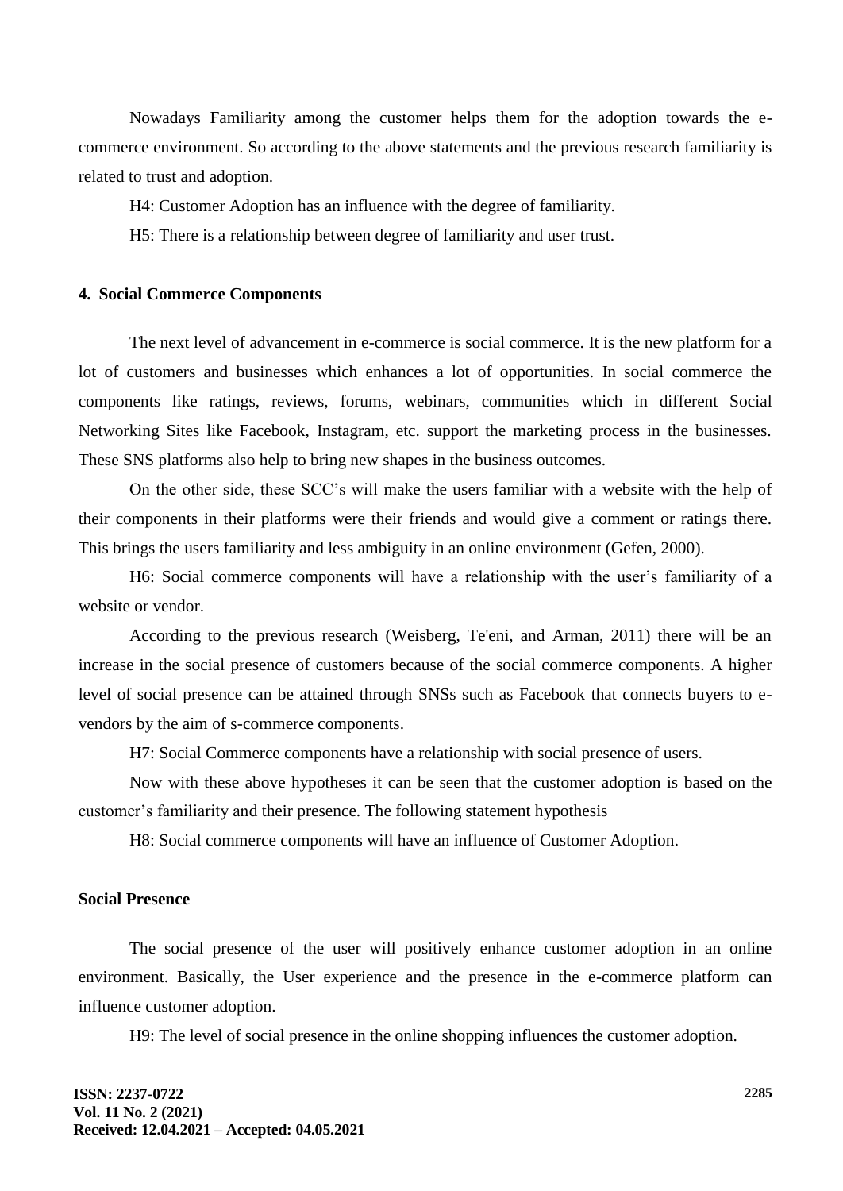Nowadays Familiarity among the customer helps them for the adoption towards the e-commerce environment. So according to the above statements and the previous research familiarity is related to trust and adoption.

H4: Customer Adoption has an influence with the degree of familiarity.

H5: There is a relationship between degree of familiarity and user trust.

## 4. Social Commerce Components

The next level of advancement in e-commerce is social commerce. It is the new platform for a lot of customers and businesses which enhances a lot of opportunities. In social commerce the components like ratings, reviews, forums, webinars, communities which in different Social Networking Sites like Facebook, Instagram, etc. support the marketing process in the businesses. These SNS platforms also help to bring new shapes in the business outcomes.

On the other side, these SCC's will make the users familiar with a website with the help of their components in their platforms were their friends and would give a comment or ratings there. This brings the users familiarity and less ambiguity in an online environment (Gefen, 2000).

H6: Social commerce components will have a relationship with the user's familiarity of a website or vendor.

According to the previous research (Weisberg, Te'eni, and Arman, 2011) there will be an increase in the social presence of customers because of the social commerce components. A higher level of social presence can be attained through SNSs such as Facebook that connects buyers to e-vendors by the aim of s-commerce components.

H7: Social Commerce components have a relationship with social presence of users.

Now with these above hypotheses it can be seen that the customer adoption is based on the customer's familiarity and their presence. The following statement hypothesis

H8: Social commerce components will have an influence of Customer Adoption.

## Social Presence

The social presence of the user will positively enhance customer adoption in an online environment. Basically, the User experience and the presence in the e-commerce platform can influence customer adoption.

H9: The level of social presence in the online shopping influences the customer adoption.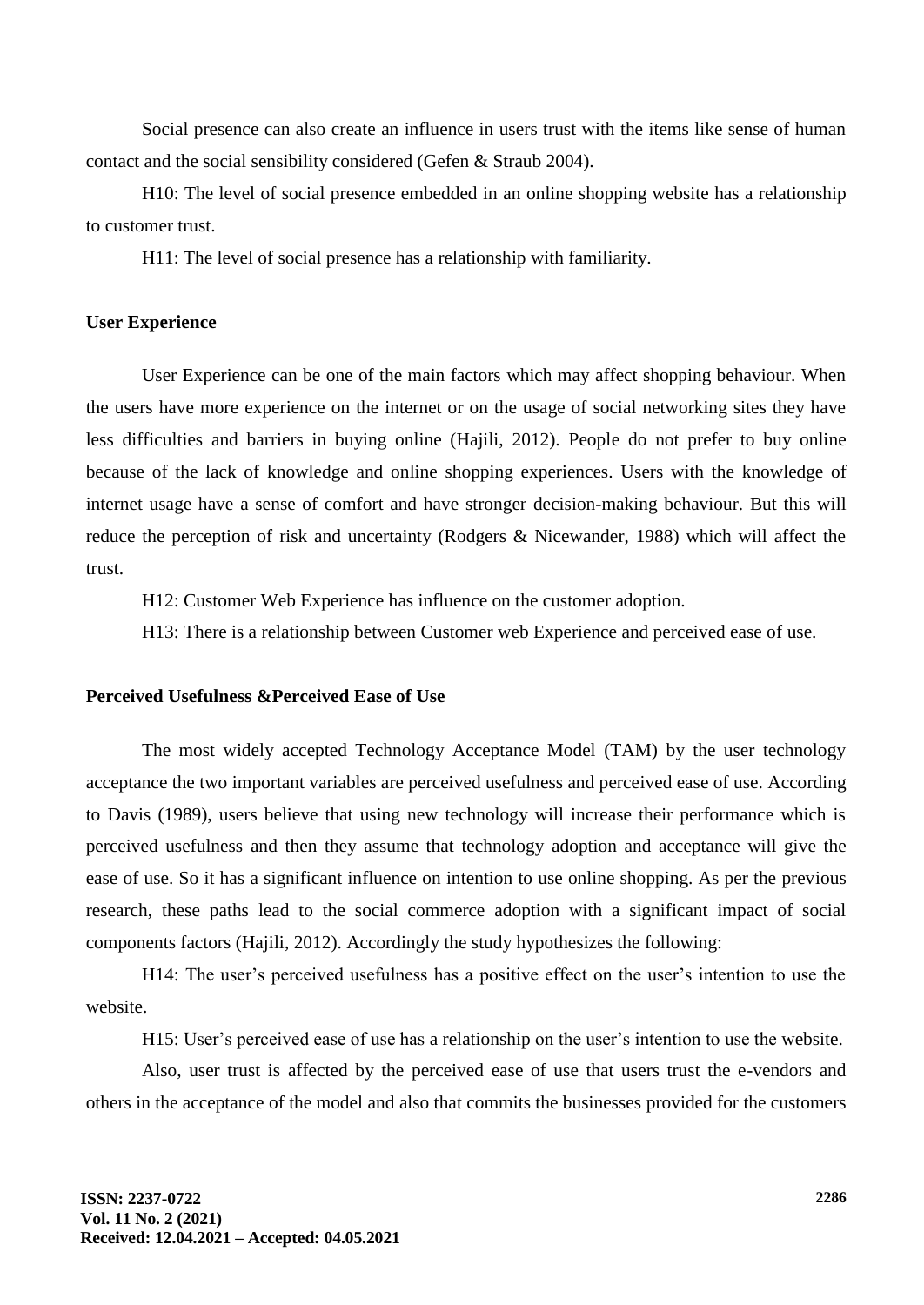Social presence can also create an influence in users trust with the items like sense of human contact and the social sensibility considered (Gefen & Straub 2004).

H10: The level of social presence embedded in an online shopping website has a relationship to customer trust.

H11: The level of social presence has a relationship with familiarity.

### User Experience

User Experience can be one of the main factors which may affect shopping behaviour. When the users have more experience on the internet or on the usage of social networking sites they have less difficulties and barriers in buying online (Hajili, 2012). People do not prefer to buy online because of the lack of knowledge and online shopping experiences. Users with the knowledge of internet usage have a sense of comfort and have stronger decision-making behaviour. But this will reduce the perception of risk and uncertainty (Rodgers & Nicewander, 1988) which will affect the trust.

H12: Customer Web Experience has influence on the customer adoption.

H13: There is a relationship between Customer web Experience and perceived ease of use.

### Perceived Usefulness &Perceived Ease of Use

The most widely accepted Technology Acceptance Model (TAM) by the user technology acceptance the two important variables are perceived usefulness and perceived ease of use. According to Davis (1989), users believe that using new technology will increase their performance which is perceived usefulness and then they assume that technology adoption and acceptance will give the ease of use. So it has a significant influence on intention to use online shopping. As per the previous research, these paths lead to the social commerce adoption with a significant impact of social components factors (Hajili, 2012). Accordingly the study hypothesizes the following:

H14: The user's perceived usefulness has a positive effect on the user's intention to use the website.

H15: User's perceived ease of use has a relationship on the user's intention to use the website.

Also, user trust is affected by the perceived ease of use that users trust the e-vendors and others in the acceptance of the model and also that commits the businesses provided for the customers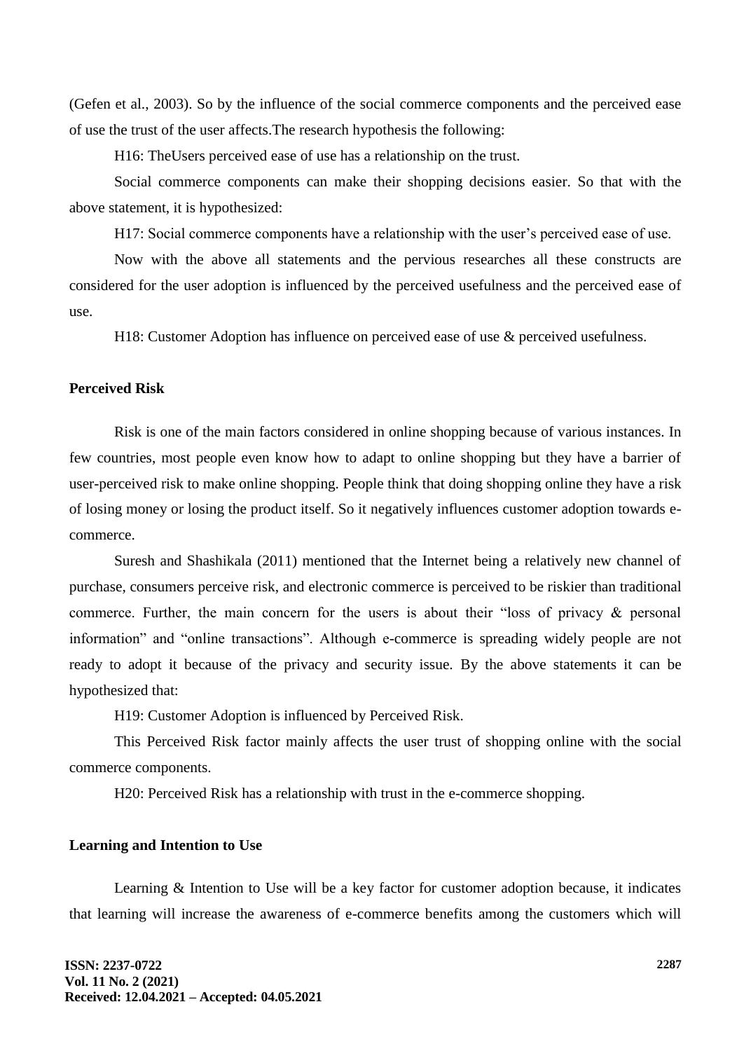(Gefen et al., 2003). So by the influence of the social commerce components and the perceived ease of use the trust of the user affects.The research hypothesis the following:

H16: TheUsers perceived ease of use has a relationship on the trust.

Social commerce components can make their shopping decisions easier. So that with the above statement, it is hypothesized:

H17: Social commerce components have a relationship with the user's perceived ease of use.

Now with the above all statements and the pervious researches all these constructs are considered for the user adoption is influenced by the perceived usefulness and the perceived ease of use.

H18: Customer Adoption has influence on perceived ease of use & perceived usefulness.

**Perceived Risk**

Risk is one of the main factors considered in online shopping because of various instances. In few countries, most people even know how to adapt to online shopping but they have a barrier of user-perceived risk to make online shopping. People think that doing shopping online they have a risk of losing money or losing the product itself. So it negatively influences customer adoption towards e-commerce.

Suresh and Shashikala (2011) mentioned that the Internet being a relatively new channel of purchase, consumers perceive risk, and electronic commerce is perceived to be riskier than traditional commerce. Further, the main concern for the users is about their "loss of privacy & personal information" and "online transactions". Although e-commerce is spreading widely people are not ready to adopt it because of the privacy and security issue. By the above statements it can be hypothesized that:

H19: Customer Adoption is influenced by Perceived Risk.

This Perceived Risk factor mainly affects the user trust of shopping online with the social commerce components.

H20: Perceived Risk has a relationship with trust in the e-commerce shopping.

**Learning and Intention to Use**

Learning & Intention to Use will be a key factor for customer adoption because, it indicates that learning will increase the awareness of e-commerce benefits among the customers which will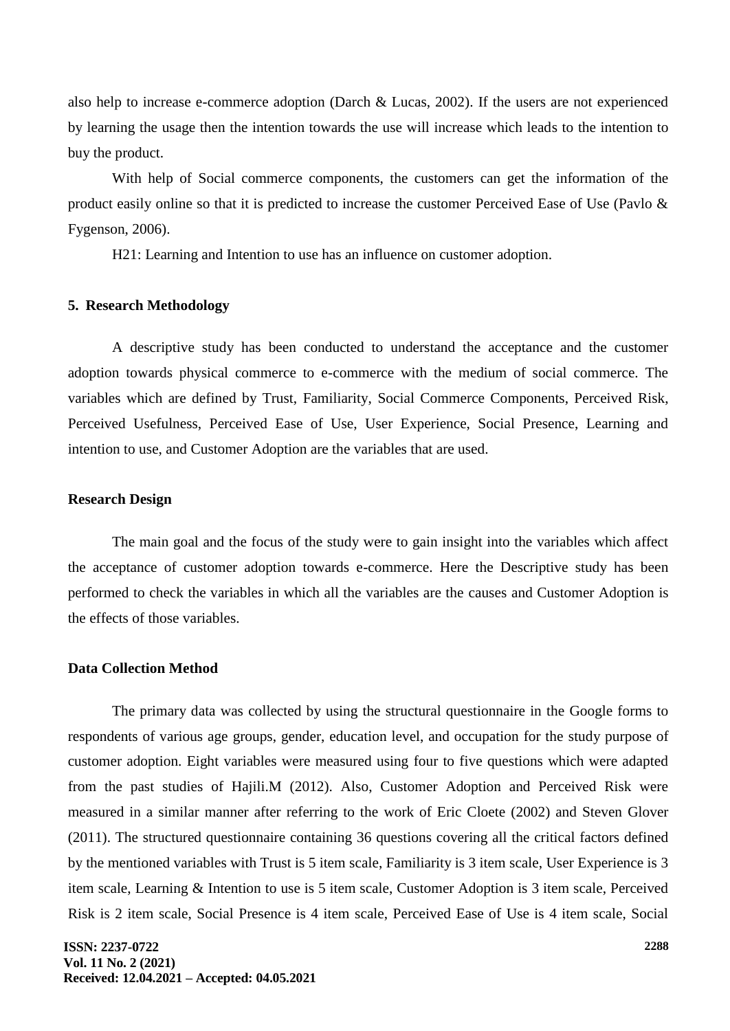also help to increase e-commerce adoption (Darch & Lucas, 2002). If the users are not experienced by learning the usage then the intention towards the use will increase which leads to the intention to buy the product.

With help of Social commerce components, the customers can get the information of the product easily online so that it is predicted to increase the customer Perceived Ease of Use (Pavlo & Fygenson, 2006).

H21: Learning and Intention to use has an influence on customer adoption.

## 5. Research Methodology

A descriptive study has been conducted to understand the acceptance and the customer adoption towards physical commerce to e-commerce with the medium of social commerce. The variables which are defined by Trust, Familiarity, Social Commerce Components, Perceived Risk, Perceived Usefulness, Perceived Ease of Use, User Experience, Social Presence, Learning and intention to use, and Customer Adoption are the variables that are used.

### Research Design

The main goal and the focus of the study were to gain insight into the variables which affect the acceptance of customer adoption towards e-commerce. Here the Descriptive study has been performed to check the variables in which all the variables are the causes and Customer Adoption is the effects of those variables.

### Data Collection Method

The primary data was collected by using the structural questionnaire in the Google forms to respondents of various age groups, gender, education level, and occupation for the study purpose of customer adoption. Eight variables were measured using four to five questions which were adapted from the past studies of Hajili.M (2012). Also, Customer Adoption and Perceived Risk were measured in a similar manner after referring to the work of Eric Cloete (2002) and Steven Glover (2011). The structured questionnaire containing 36 questions covering all the critical factors defined by the mentioned variables with Trust is 5 item scale, Familiarity is 3 item scale, User Experience is 3 item scale, Learning & Intention to use is 5 item scale, Customer Adoption is 3 item scale, Perceived Risk is 2 item scale, Social Presence is 4 item scale, Perceived Ease of Use is 4 item scale, Social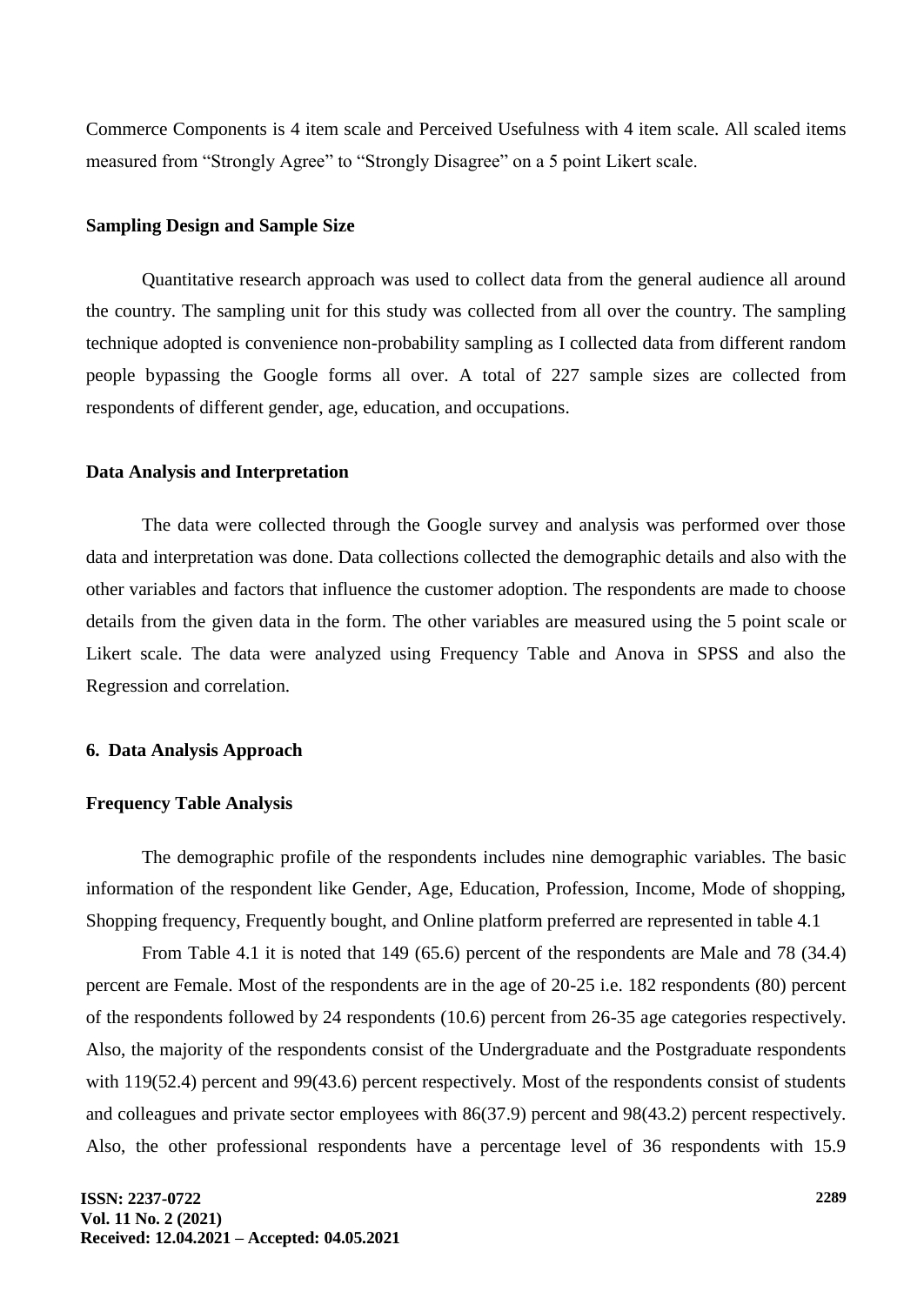Commerce Components is 4 item scale and Perceived Usefulness with 4 item scale. All scaled items measured from "Strongly Agree" to "Strongly Disagree" on a 5 point Likert scale.

### Sampling Design and Sample Size

Quantitative research approach was used to collect data from the general audience all around the country. The sampling unit for this study was collected from all over the country. The sampling technique adopted is convenience non-probability sampling as I collected data from different random people bypassing the Google forms all over. A total of 227 sample sizes are collected from respondents of different gender, age, education, and occupations.

### Data Analysis and Interpretation

The data were collected through the Google survey and analysis was performed over those data and interpretation was done. Data collections collected the demographic details and also with the other variables and factors that influence the customer adoption. The respondents are made to choose details from the given data in the form. The other variables are measured using the 5 point scale or Likert scale. The data were analyzed using Frequency Table and Anova in SPSS and also the Regression and correlation.

## 6. Data Analysis Approach

### Frequency Table Analysis

The demographic profile of the respondents includes nine demographic variables. The basic information of the respondent like Gender, Age, Education, Profession, Income, Mode of shopping, Shopping frequency, Frequently bought, and Online platform preferred are represented in table 4.1

From Table 4.1 it is noted that 149 (65.6) percent of the respondents are Male and 78 (34.4) percent are Female. Most of the respondents are in the age of 20-25 i.e. 182 respondents (80) percent of the respondents followed by 24 respondents (10.6) percent from 26-35 age categories respectively. Also, the majority of the respondents consist of the Undergraduate and the Postgraduate respondents with 119(52.4) percent and 99(43.6) percent respectively. Most of the respondents consist of students and colleagues and private sector employees with 86(37.9) percent and 98(43.2) percent respectively. Also, the other professional respondents have a percentage level of 36 respondents with 15.9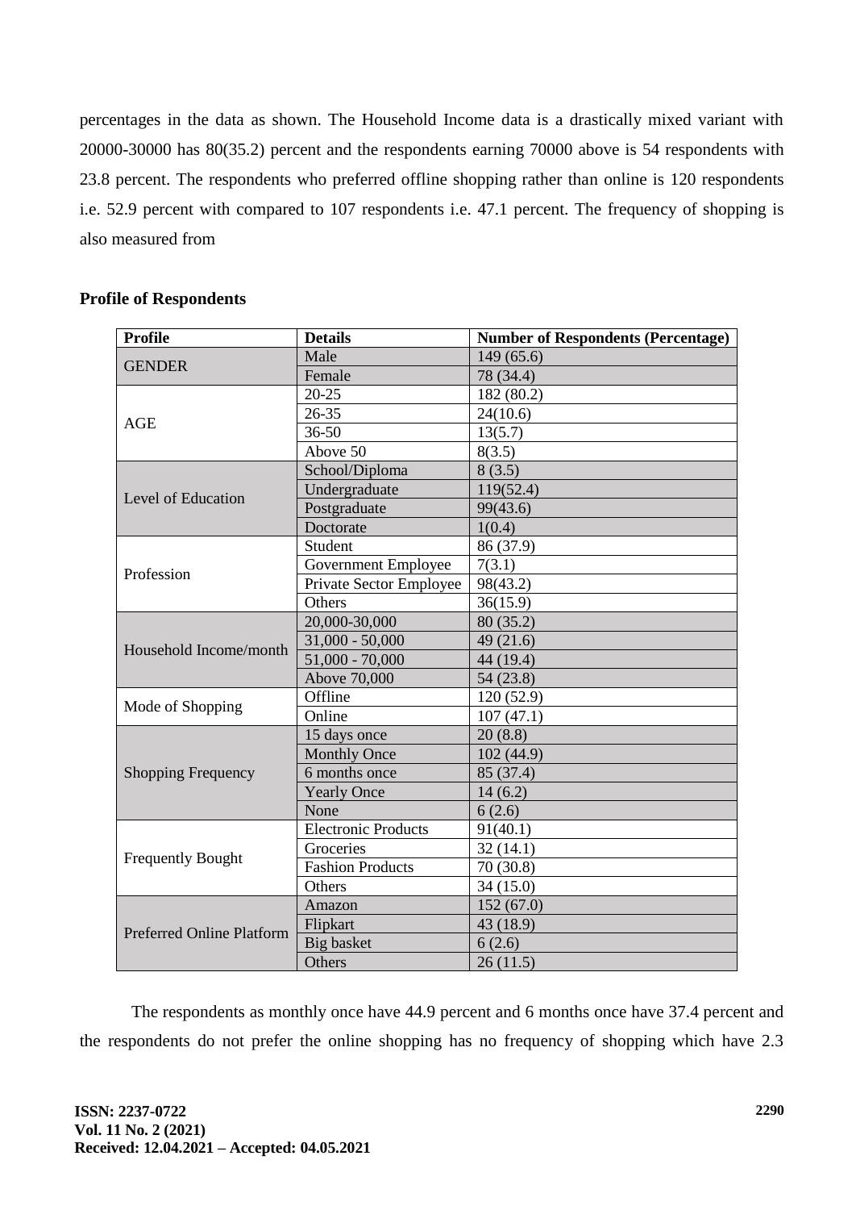percentages in the data as shown. The Household Income data is a drastically mixed variant with 20000-30000 has 80(35.2) percent and the respondents earning 70000 above is 54 respondents with 23.8 percent. The respondents who preferred offline shopping rather than online is 120 respondents i.e. 52.9 percent with compared to 107 respondents i.e. 47.1 percent. The frequency of shopping is also measured from

**Profile of Respondents**

| Profile | Details | Number of Respondents (Percentage) |
|---|---|---|
| GENDER | Male | 149 (65.6) |
| | Female | 78 (34.4) |
| AGE | 20-25 | 182 (80.2) |
| | 26-35 | 24(10.6) |
| | 36-50 | 13(5.7) |
| | Above 50 | 8(3.5) |
| Level of Education | School/Diploma | 8 (3.5) |
| | Undergraduate | 119(52.4) |
| | Postgraduate | 99(43.6) |
| | Doctorate | 1(0.4) |
| Profession | Student | 86 (37.9) |
| | Government Employee | 7(3.1) |
| | Private Sector Employee | 98(43.2) |
| | Others | 36(15.9) |
| Household Income/month | 20,000-30,000 | 80 (35.2) |
| | 31,000 - 50,000 | 49 (21.6) |
| | 51,000 - 70,000 | 44 (19.4) |
| | Above 70,000 | 54 (23.8) |
| Mode of Shopping | Offline | 120 (52.9) |
| | Online | 107 (47.1) |
| Shopping Frequency | 15 days once | 20 (8.8) |
| | Monthly Once | 102 (44.9) |
| | 6 months once | 85 (37.4) |
| | Yearly Once | 14 (6.2) |
| | None | 6 (2.6) |
| Frequently Bought | Electronic Products | 91(40.1) |
| | Groceries | 32 (14.1) |
| | Fashion Products | 70 (30.8) |
| | Others | 34 (15.0) |
| Preferred Online Platform | Amazon | 152 (67.0) |
| | Flipkart | 43 (18.9) |
| | Big basket | 6 (2.6) |
| | Others | 26 (11.5) |

The respondents as monthly once have 44.9 percent and 6 months once have 37.4 percent and the respondents do not prefer the online shopping has no frequency of shopping which have 2.3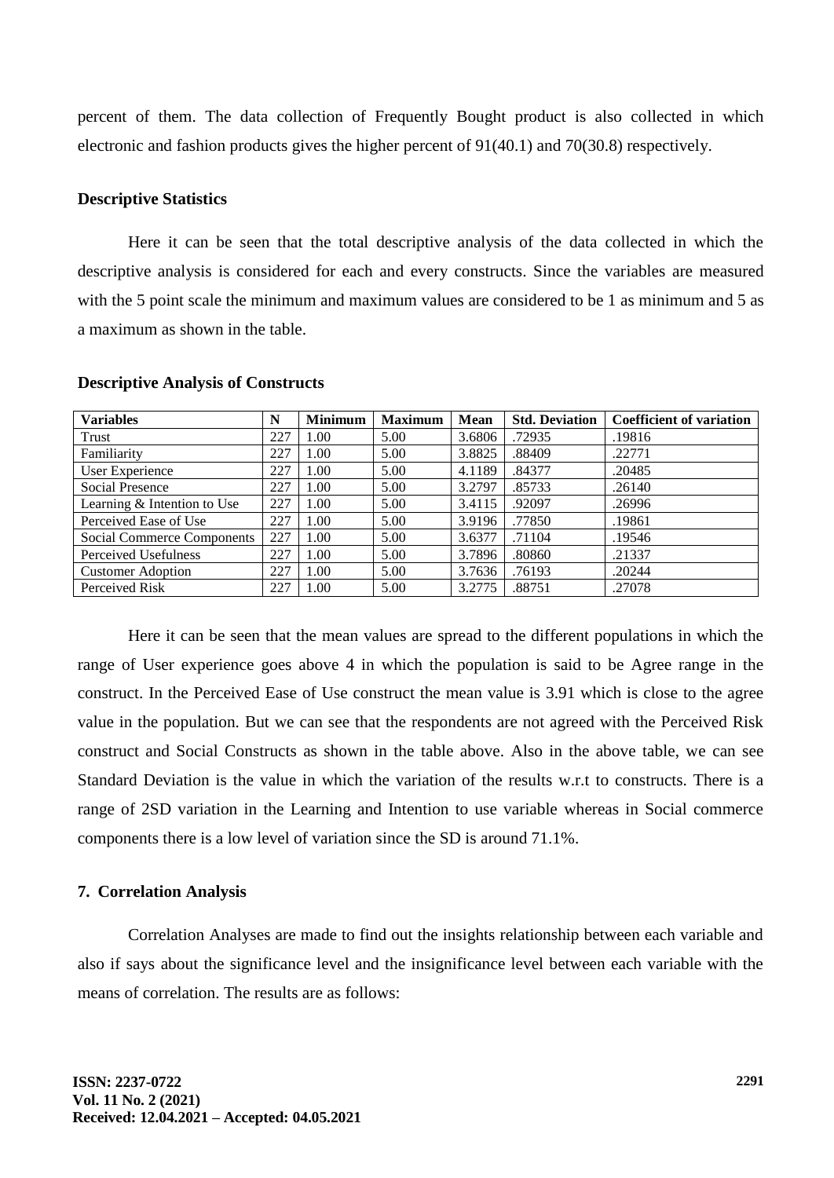percent of them. The data collection of Frequently Bought product is also collected in which electronic and fashion products gives the higher percent of 91(40.1) and 70(30.8) respectively.

### Descriptive Statistics

Here it can be seen that the total descriptive analysis of the data collected in which the descriptive analysis is considered for each and every constructs. Since the variables are measured with the 5 point scale the minimum and maximum values are considered to be 1 as minimum and 5 as a maximum as shown in the table.

**Descriptive Analysis of Constructs**

| Variables | N | Minimum | Maximum | Mean | Std. Deviation | Coefficient of variation |
|---|---|---|---|---|---|---|
| Trust | 227 | 1.00 | 5.00 | 3.6806 | .72935 | .19816 |
| Familiarity | 227 | 1.00 | 5.00 | 3.8825 | .88409 | .22771 |
| User Experience | 227 | 1.00 | 5.00 | 4.1189 | .84377 | .20485 |
| Social Presence | 227 | 1.00 | 5.00 | 3.2797 | .85733 | .26140 |
| Learning & Intention to Use | 227 | 1.00 | 5.00 | 3.4115 | .92097 | .26996 |
| Perceived Ease of Use | 227 | 1.00 | 5.00 | 3.9196 | .77850 | .19861 |
| Social Commerce Components | 227 | 1.00 | 5.00 | 3.6377 | .71104 | .19546 |
| Perceived Usefulness | 227 | 1.00 | 5.00 | 3.7896 | .80860 | .21337 |
| Customer Adoption | 227 | 1.00 | 5.00 | 3.7636 | .76193 | .20244 |
| Perceived Risk | 227 | 1.00 | 5.00 | 3.2775 | .88751 | .27078 |

Here it can be seen that the mean values are spread to the different populations in which the range of User experience goes above 4 in which the population is said to be Agree range in the construct. In the Perceived Ease of Use construct the mean value is 3.91 which is close to the agree value in the population. But we can see that the respondents are not agreed with the Perceived Risk construct and Social Constructs as shown in the table above. Also in the above table, we can see Standard Deviation is the value in which the variation of the results w.r.t to constructs. There is a range of 2SD variation in the Learning and Intention to use variable whereas in Social commerce components there is a low level of variation since the SD is around 71.1%.

## 7. Correlation Analysis

Correlation Analyses are made to find out the insights relationship between each variable and also if says about the significance level and the insignificance level between each variable with the means of correlation. The results are as follows: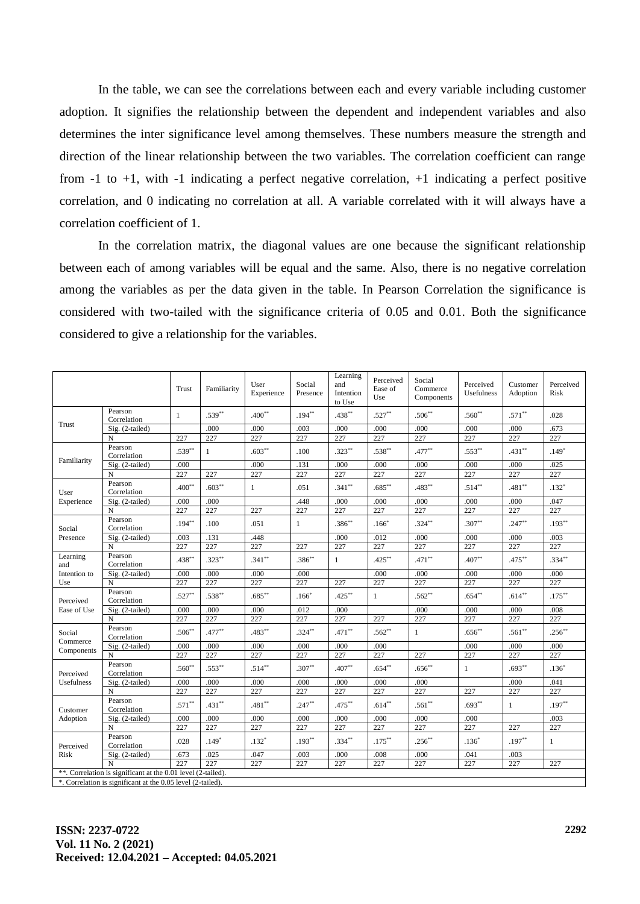In the table, we can see the correlations between each and every variable including customer adoption. It signifies the relationship between the dependent and independent variables and also determines the inter significance level among themselves. These numbers measure the strength and direction of the linear relationship between the two variables. The correlation coefficient can range from -1 to +1, with -1 indicating a perfect negative correlation, +1 indicating a perfect positive correlation, and 0 indicating no correlation at all. A variable correlated with it will always have a correlation coefficient of 1.

In the correlation matrix, the diagonal values are one because the significant relationship between each of among variables will be equal and the same. Also, there is no negative correlation among the variables as per the data given in the table. In Pearson Correlation the significance is considered with two-tailed with the significance criteria of 0.05 and 0.01. Both the significance considered to give a relationship for the variables.

| | | Trust | Familiarity | User Experience | Social Presence | Learning and Intention to Use | Perceived Ease of Use | Social Commerce Components | Perceived Usefulness | Customer Adoption | Perceived Risk |
|---|---|---|---|---|---|---|---|---|---|---|---|
| Trust | Pearson Correlation | 1 | .539** | .400** | .194** | .438** | .527** | .506** | .560** | .571** | .028 |
| | Sig. (2-tailed) | | .000 | .000 | .003 | .000 | .000 | .000 | .000 | .000 | .673 |
| | N | 227 | 227 | 227 | 227 | 227 | 227 | 227 | 227 | 227 | 227 |
| Familiarity | Pearson Correlation | .539** | 1 | .603** | .100 | .323** | .538** | .477** | .553** | .431** | .149* |
| | Sig. (2-tailed) | .000 | | .000 | .131 | .000 | .000 | .000 | .000 | .000 | .025 |
| | N | 227 | 227 | 227 | 227 | 227 | 227 | 227 | 227 | 227 | 227 |
| User Experience | Pearson Correlation | .400** | .603** | 1 | .051 | .341** | .685** | .483** | .514** | .481** | .132* |
| | Sig. (2-tailed) | .000 | .000 | | .448 | .000 | .000 | .000 | .000 | .000 | .047 |
| | N | 227 | 227 | 227 | 227 | 227 | 227 | 227 | 227 | 227 | 227 |
| Social Presence | Pearson Correlation | .194** | .100 | .051 | 1 | .386** | .166* | .324** | .307** | .247** | .193** |
| | Sig. (2-tailed) | .003 | .131 | .448 | | .000 | .012 | .000 | .000 | .000 | .003 |
| | N | 227 | 227 | 227 | 227 | 227 | 227 | 227 | 227 | 227 | 227 |
| Learning and Intention to Use | Pearson Correlation | .438** | .323** | .341** | .386** | 1 | .425** | .471** | .407** | .475** | .334** |
| | Sig. (2-tailed) | .000 | .000 | .000 | .000 | | .000 | .000 | .000 | .000 | .000 |
| | N | 227 | 227 | 227 | 227 | 227 | 227 | 227 | 227 | 227 | 227 |
| Perceived Ease of Use | Pearson Correlation | .527** | .538** | .685** | .166* | .425** | 1 | .562** | .654** | .614** | .175** |
| | Sig. (2-tailed) | .000 | .000 | .000 | .012 | .000 | | .000 | .000 | .000 | .008 |
| | N | 227 | 227 | 227 | 227 | 227 | 227 | 227 | 227 | 227 | 227 |
| Social Commerce Components | Pearson Correlation | .506** | .477** | .483** | .324** | .471** | .562** | 1 | .656** | .561** | .256** |
| | Sig. (2-tailed) | .000 | .000 | .000 | .000 | .000 | .000 | | .000 | .000 | .000 |
| | N | 227 | 227 | 227 | 227 | 227 | 227 | 227 | 227 | 227 | 227 |
| Perceived Usefulness | Pearson Correlation | .560** | .553** | .514** | .307** | .407** | .654** | .656** | 1 | .693** | .136* |
| | Sig. (2-tailed) | .000 | .000 | .000 | .000 | .000 | .000 | .000 | | .000 | .041 |
| | N | 227 | 227 | 227 | 227 | 227 | 227 | 227 | 227 | 227 | 227 |
| Customer Adoption | Pearson Correlation | .571** | .431** | .481** | .247** | .475** | .614** | .561** | .693** | 1 | .197** |
| | Sig. (2-tailed) | .000 | .000 | .000 | .000 | .000 | .000 | .000 | .000 | | .003 |
| | N | 227 | 227 | 227 | 227 | 227 | 227 | 227 | 227 | 227 | 227 |
| Perceived Risk | Pearson Correlation | .028 | .149* | .132* | .193** | .334** | .175** | .256** | .136* | .197** | 1 |
| | Sig. (2-tailed) | .673 | .025 | .047 | .003 | .000 | .008 | .000 | .041 | .003 | |
| | N | 227 | 227 | 227 | 227 | 227 | 227 | 227 | 227 | 227 | 227 |

**. Correlation is significant at the 0.01 level (2-tailed).

*. Correlation is significant at the 0.05 level (2-tailed).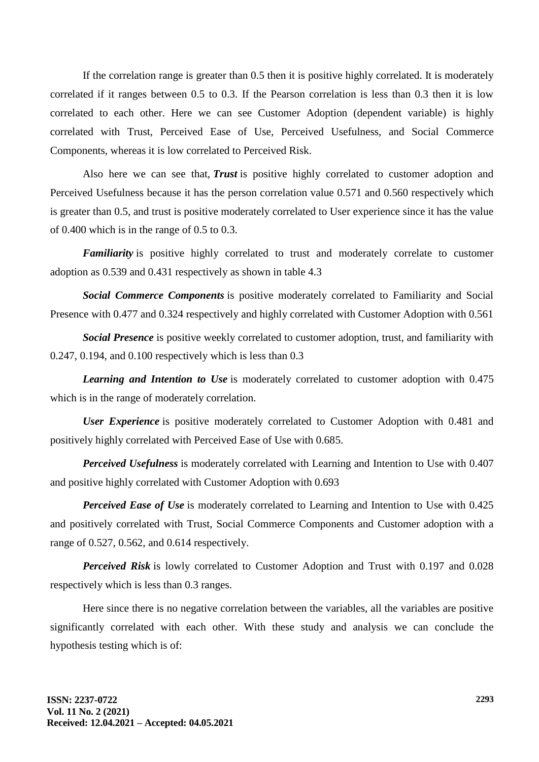If the correlation range is greater than 0.5 then it is positive highly correlated. It is moderately correlated if it ranges between 0.5 to 0.3. If the Pearson correlation is less than 0.3 then it is low correlated to each other. Here we can see Customer Adoption (dependent variable) is highly correlated with Trust, Perceived Ease of Use, Perceived Usefulness, and Social Commerce Components, whereas it is low correlated to Perceived Risk.

Also here we can see that, ***Trust*** is positive highly correlated to customer adoption and Perceived Usefulness because it has the person correlation value 0.571 and 0.560 respectively which is greater than 0.5, and trust is positive moderately correlated to User experience since it has the value of 0.400 which is in the range of 0.5 to 0.3.

***Familiarity*** is positive highly correlated to trust and moderately correlate to customer adoption as 0.539 and 0.431 respectively as shown in table 4.3

***Social Commerce Components*** is positive moderately correlated to Familiarity and Social Presence with 0.477 and 0.324 respectively and highly correlated with Customer Adoption with 0.561

***Social Presence*** is positive weekly correlated to customer adoption, trust, and familiarity with 0.247, 0.194, and 0.100 respectively which is less than 0.3

***Learning and Intention to Use*** is moderately correlated to customer adoption with 0.475 which is in the range of moderately correlation.

***User Experience*** is positive moderately correlated to Customer Adoption with 0.481 and positively highly correlated with Perceived Ease of Use with 0.685.

***Perceived Usefulness*** is moderately correlated with Learning and Intention to Use with 0.407 and positive highly correlated with Customer Adoption with 0.693

***Perceived Ease of Use*** is moderately correlated to Learning and Intention to Use with 0.425 and positively correlated with Trust, Social Commerce Components and Customer adoption with a range of 0.527, 0.562, and 0.614 respectively.

***Perceived Risk*** is lowly correlated to Customer Adoption and Trust with 0.197 and 0.028 respectively which is less than 0.3 ranges.

Here since there is no negative correlation between the variables, all the variables are positive significantly correlated with each other. With these study and analysis we can conclude the hypothesis testing which is of: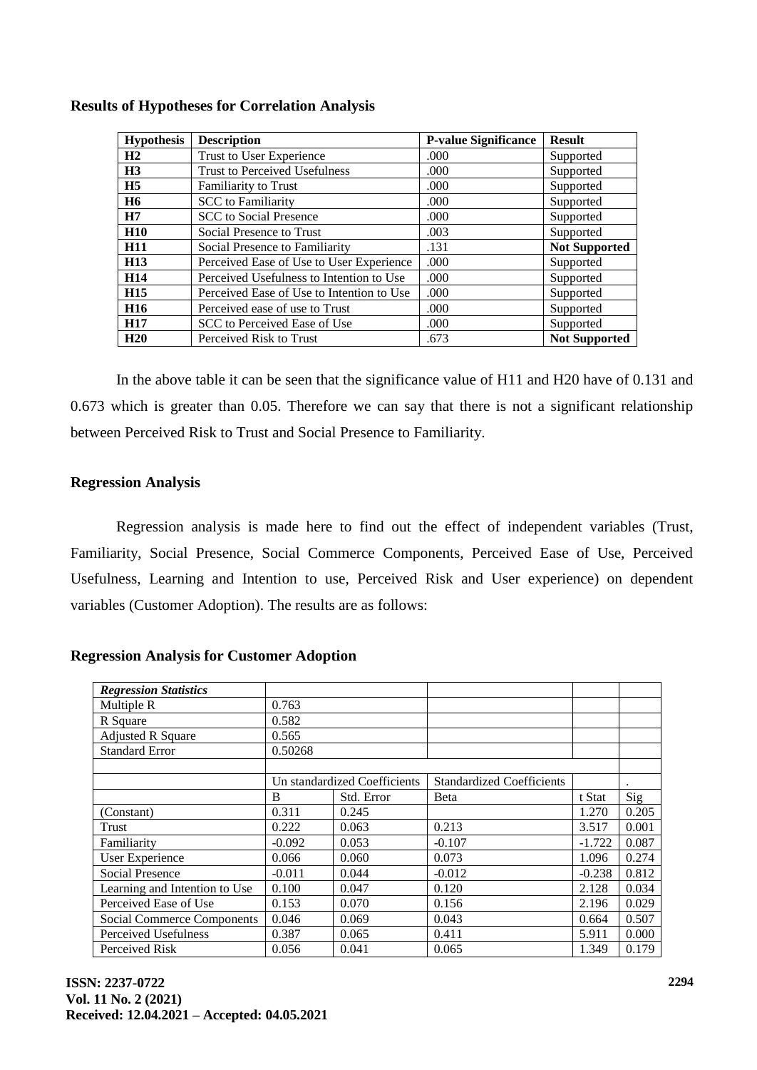### Results of Hypotheses for Correlation Analysis

| Hypothesis | Description | P-value Significance | Result |
|---|---|---|---|
| **H2** | Trust to User Experience | .000 | Supported |
| **H3** | Trust to Perceived Usefulness | .000 | Supported |
| **H5** | Familiarity to Trust | .000 | Supported |
| **H6** | SCC to Familiarity | .000 | Supported |
| **H7** | SCC to Social Presence | .000 | Supported |
| **H10** | Social Presence to Trust | .003 | Supported |
| **H11** | Social Presence to Familiarity | .131 | **Not Supported** |
| **H13** | Perceived Ease of Use to User Experience | .000 | Supported |
| **H14** | Perceived Usefulness to Intention to Use | .000 | Supported |
| **H15** | Perceived Ease of Use to Intention to Use | .000 | Supported |
| **H16** | Perceived ease of use to Trust | .000 | Supported |
| **H17** | SCC to Perceived Ease of Use | .000 | Supported |
| **H20** | Perceived Risk to Trust | .673 | **Not Supported** |

In the above table it can be seen that the significance value of H11 and H20 have of 0.131 and 0.673 which is greater than 0.05. Therefore we can say that there is not a significant relationship between Perceived Risk to Trust and Social Presence to Familiarity.

### Regression Analysis

Regression analysis is made here to find out the effect of independent variables (Trust, Familiarity, Social Presence, Social Commerce Components, Perceived Ease of Use, Perceived Usefulness, Learning and Intention to use, Perceived Risk and User experience) on dependent variables (Customer Adoption). The results are as follows:

### Regression Analysis for Customer Adoption

| *Regression Statistics* | | | | | |
|---|---|---|---|---|---|
| Multiple R | 0.763 | | | | |
| R Square | 0.582 | | | | |
| Adjusted R Square | 0.565 | | | | |
| Standard Error | 0.50268 | | | | |
| | | | | | |
| | Un standardized Coefficients | | Standardized Coefficients | | . |
| | B | Std. Error | Beta | t Stat | Sig |
| (Constant) | 0.311 | 0.245 | | 1.270 | 0.205 |
| Trust | 0.222 | 0.063 | 0.213 | 3.517 | 0.001 |
| Familiarity | -0.092 | 0.053 | -0.107 | -1.722 | 0.087 |
| User Experience | 0.066 | 0.060 | 0.073 | 1.096 | 0.274 |
| Social Presence | -0.011 | 0.044 | -0.012 | -0.238 | 0.812 |
| Learning and Intention to Use | 0.100 | 0.047 | 0.120 | 2.128 | 0.034 |
| Perceived Ease of Use | 0.153 | 0.070 | 0.156 | 2.196 | 0.029 |
| Social Commerce Components | 0.046 | 0.069 | 0.043 | 0.664 | 0.507 |
| Perceived Usefulness | 0.387 | 0.065 | 0.411 | 5.911 | 0.000 |
| Perceived Risk | 0.056 | 0.041 | 0.065 | 1.349 | 0.179 |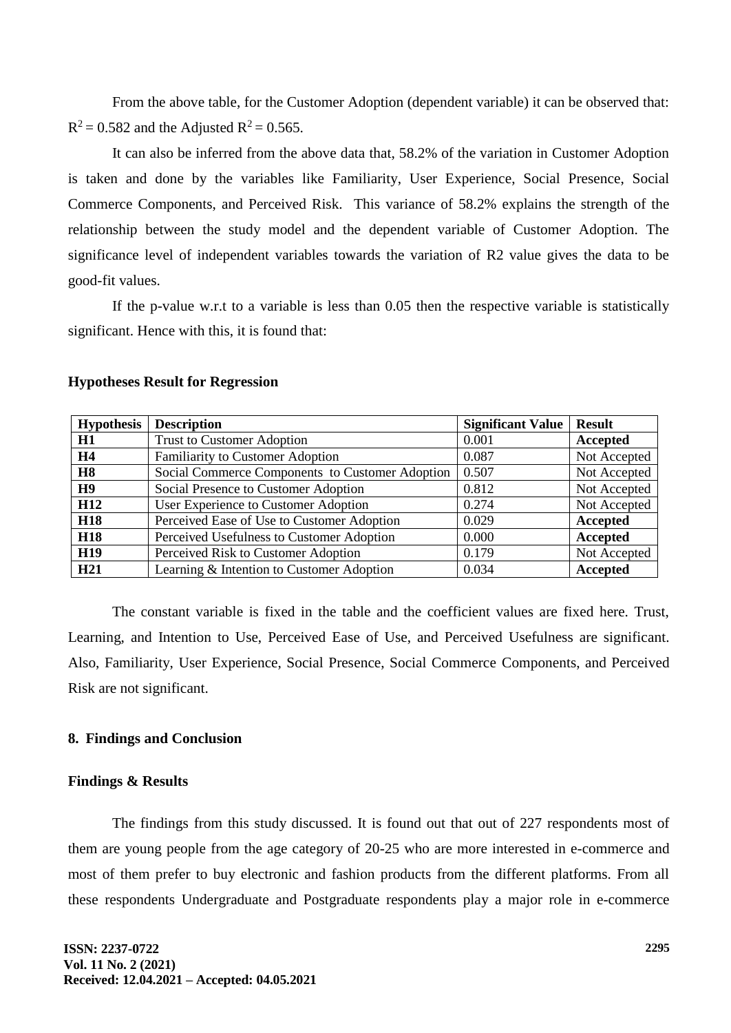From the above table, for the Customer Adoption (dependent variable) it can be observed that: $R^2 = 0.582$ and the Adjusted $R^2 = 0.565$.

It can also be inferred from the above data that, 58.2% of the variation in Customer Adoption is taken and done by the variables like Familiarity, User Experience, Social Presence, Social Commerce Components, and Perceived Risk. This variance of 58.2% explains the strength of the relationship between the study model and the dependent variable of Customer Adoption. The significance level of independent variables towards the variation of R2 value gives the data to be good-fit values.

If the p-value w.r.t to a variable is less than 0.05 then the respective variable is statistically significant. Hence with this, it is found that:

**Hypotheses Result for Regression**

| Hypothesis | Description | Significant Value | Result |
|---|---|---|---|
| **H1** | Trust to Customer Adoption | 0.001 | **Accepted** |
| **H4** | Familiarity to Customer Adoption | 0.087 | Not Accepted |
| **H8** | Social Commerce Components to Customer Adoption | 0.507 | Not Accepted |
| **H9** | Social Presence to Customer Adoption | 0.812 | Not Accepted |
| **H12** | User Experience to Customer Adoption | 0.274 | Not Accepted |
| **H18** | Perceived Ease of Use to Customer Adoption | 0.029 | **Accepted** |
| **H18** | Perceived Usefulness to Customer Adoption | 0.000 | **Accepted** |
| **H19** | Perceived Risk to Customer Adoption | 0.179 | Not Accepted |
| **H21** | Learning & Intention to Customer Adoption | 0.034 | **Accepted** |

The constant variable is fixed in the table and the coefficient values are fixed here. Trust, Learning, and Intention to Use, Perceived Ease of Use, and Perceived Usefulness are significant. Also, Familiarity, User Experience, Social Presence, Social Commerce Components, and Perceived Risk are not significant.

## 8. Findings and Conclusion

### Findings & Results

The findings from this study discussed. It is found out that out of 227 respondents most of them are young people from the age category of 20-25 who are more interested in e-commerce and most of them prefer to buy electronic and fashion products from the different platforms. From all these respondents Undergraduate and Postgraduate respondents play a major role in e-commerce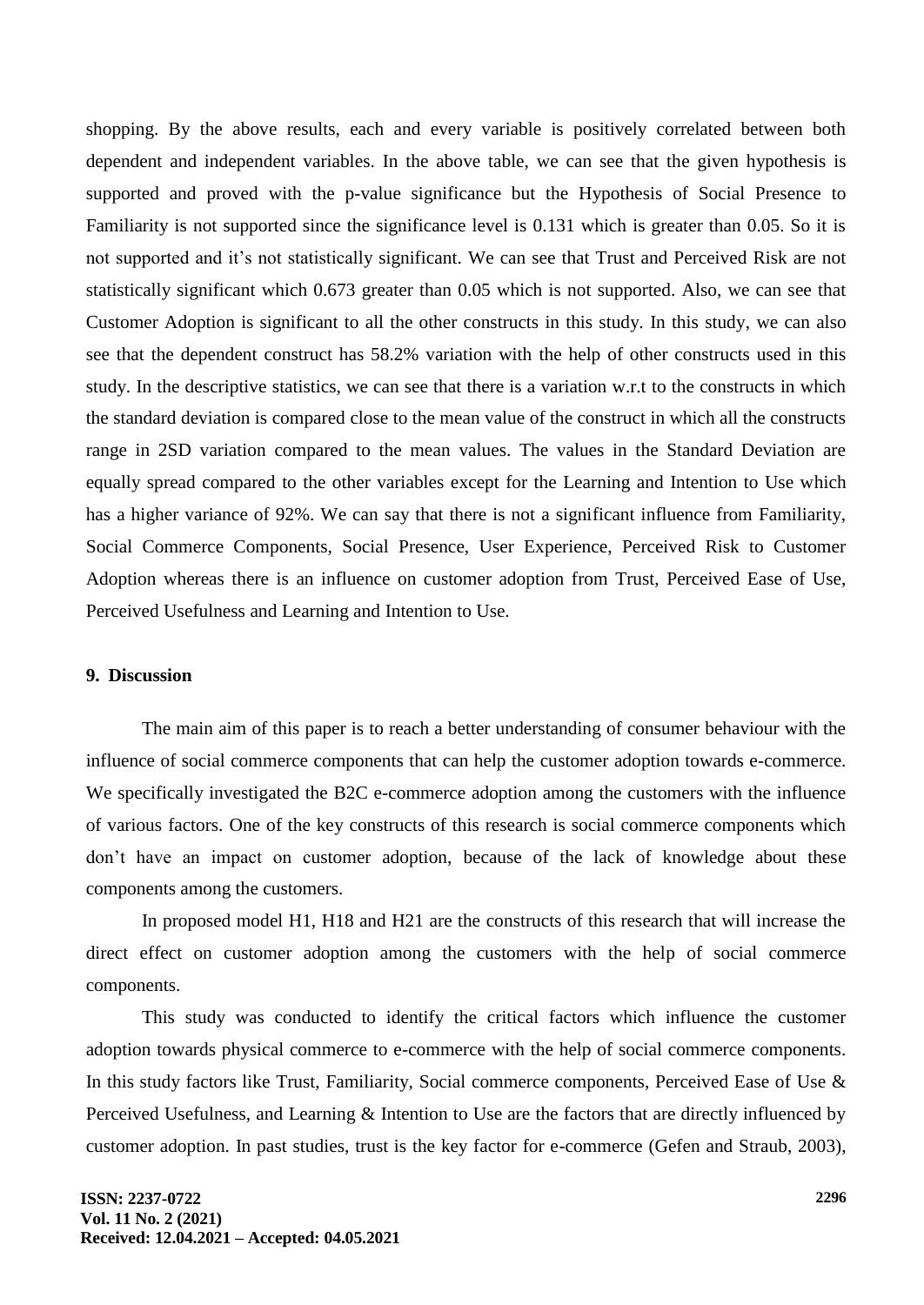shopping. By the above results, each and every variable is positively correlated between both dependent and independent variables. In the above table, we can see that the given hypothesis is supported and proved with the p-value significance but the Hypothesis of Social Presence to Familiarity is not supported since the significance level is 0.131 which is greater than 0.05. So it is not supported and it's not statistically significant. We can see that Trust and Perceived Risk are not statistically significant which 0.673 greater than 0.05 which is not supported. Also, we can see that Customer Adoption is significant to all the other constructs in this study. In this study, we can also see that the dependent construct has 58.2% variation with the help of other constructs used in this study. In the descriptive statistics, we can see that there is a variation w.r.t to the constructs in which the standard deviation is compared close to the mean value of the construct in which all the constructs range in 2SD variation compared to the mean values. The values in the Standard Deviation are equally spread compared to the other variables except for the Learning and Intention to Use which has a higher variance of 92%. We can say that there is not a significant influence from Familiarity, Social Commerce Components, Social Presence, User Experience, Perceived Risk to Customer Adoption whereas there is an influence on customer adoption from Trust, Perceived Ease of Use, Perceived Usefulness and Learning and Intention to Use.

## 9. Discussion

The main aim of this paper is to reach a better understanding of consumer behaviour with the influence of social commerce components that can help the customer adoption towards e-commerce. We specifically investigated the B2C e-commerce adoption among the customers with the influence of various factors. One of the key constructs of this research is social commerce components which don't have an impact on customer adoption, because of the lack of knowledge about these components among the customers.

In proposed model H1, H18 and H21 are the constructs of this research that will increase the direct effect on customer adoption among the customers with the help of social commerce components.

This study was conducted to identify the critical factors which influence the customer adoption towards physical commerce to e-commerce with the help of social commerce components. In this study factors like Trust, Familiarity, Social commerce components, Perceived Ease of Use & Perceived Usefulness, and Learning & Intention to Use are the factors that are directly influenced by customer adoption. In past studies, trust is the key factor for e-commerce (Gefen and Straub, 2003),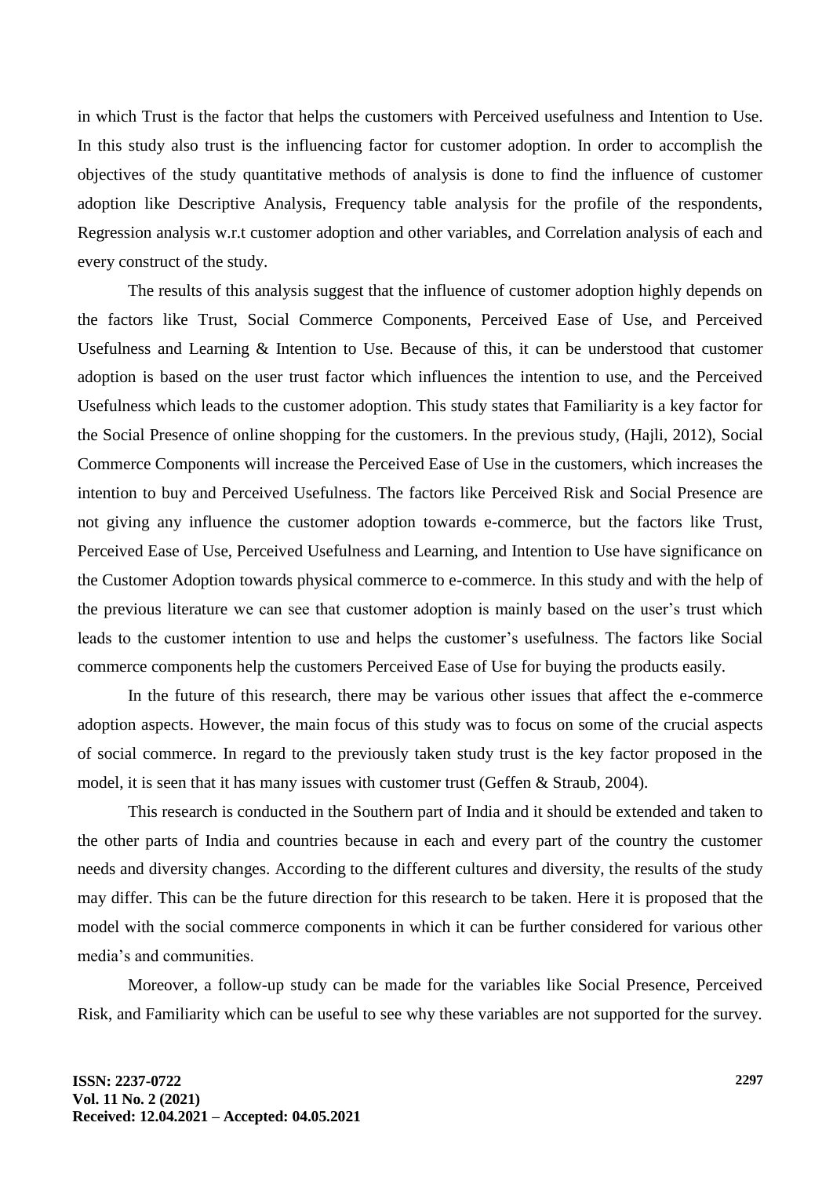in which Trust is the factor that helps the customers with Perceived usefulness and Intention to Use. In this study also trust is the influencing factor for customer adoption. In order to accomplish the objectives of the study quantitative methods of analysis is done to find the influence of customer adoption like Descriptive Analysis, Frequency table analysis for the profile of the respondents, Regression analysis w.r.t customer adoption and other variables, and Correlation analysis of each and every construct of the study.

The results of this analysis suggest that the influence of customer adoption highly depends on the factors like Trust, Social Commerce Components, Perceived Ease of Use, and Perceived Usefulness and Learning & Intention to Use. Because of this, it can be understood that customer adoption is based on the user trust factor which influences the intention to use, and the Perceived Usefulness which leads to the customer adoption. This study states that Familiarity is a key factor for the Social Presence of online shopping for the customers. In the previous study, (Hajli, 2012), Social Commerce Components will increase the Perceived Ease of Use in the customers, which increases the intention to buy and Perceived Usefulness. The factors like Perceived Risk and Social Presence are not giving any influence the customer adoption towards e-commerce, but the factors like Trust, Perceived Ease of Use, Perceived Usefulness and Learning, and Intention to Use have significance on the Customer Adoption towards physical commerce to e-commerce. In this study and with the help of the previous literature we can see that customer adoption is mainly based on the user's trust which leads to the customer intention to use and helps the customer's usefulness. The factors like Social commerce components help the customers Perceived Ease of Use for buying the products easily.

In the future of this research, there may be various other issues that affect the e-commerce adoption aspects. However, the main focus of this study was to focus on some of the crucial aspects of social commerce. In regard to the previously taken study trust is the key factor proposed in the model, it is seen that it has many issues with customer trust (Geffen & Straub, 2004).

This research is conducted in the Southern part of India and it should be extended and taken to the other parts of India and countries because in each and every part of the country the customer needs and diversity changes. According to the different cultures and diversity, the results of the study may differ. This can be the future direction for this research to be taken. Here it is proposed that the model with the social commerce components in which it can be further considered for various other media's and communities.

Moreover, a follow-up study can be made for the variables like Social Presence, Perceived Risk, and Familiarity which can be useful to see why these variables are not supported for the survey.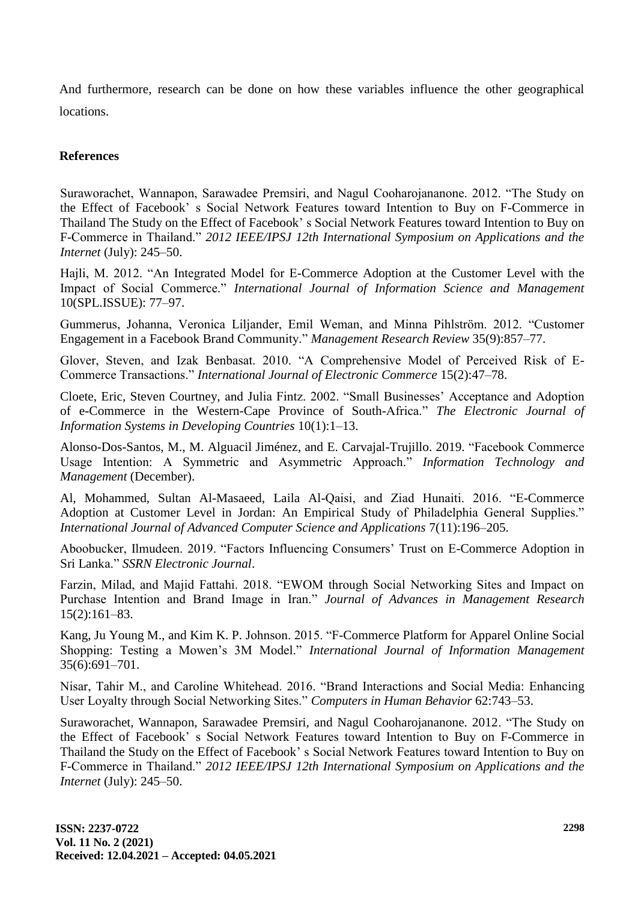And furthermore, research can be done on how these variables influence the other geographical locations.

## References

Suraworachet, Wannapon, Sarawadee Premsiri, and Nagul Cooharojananone. 2012. "The Study on the Effect of Facebook' s Social Network Features toward Intention to Buy on F-Commerce in Thailand The Study on the Effect of Facebook' s Social Network Features toward Intention to Buy on F-Commerce in Thailand." *2012 IEEE/IPSJ 12th International Symposium on Applications and the Internet* (July): 245–50.

Hajli, M. 2012. "An Integrated Model for E-Commerce Adoption at the Customer Level with the Impact of Social Commerce." *International Journal of Information Science and Management* 10(SPL.ISSUE): 77–97.

Gummerus, Johanna, Veronica Liljander, Emil Weman, and Minna Pihlström. 2012. "Customer Engagement in a Facebook Brand Community." *Management Research Review* 35(9):857–77.

Glover, Steven, and Izak Benbasat. 2010. "A Comprehensive Model of Perceived Risk of E-Commerce Transactions." *International Journal of Electronic Commerce* 15(2):47–78.

Cloete, Eric, Steven Courtney, and Julia Fintz. 2002. "Small Businesses' Acceptance and Adoption of e-Commerce in the Western-Cape Province of South-Africa." *The Electronic Journal of Information Systems in Developing Countries* 10(1):1–13.

Alonso-Dos-Santos, M., M. Alguacil Jiménez, and E. Carvajal-Trujillo. 2019. "Facebook Commerce Usage Intention: A Symmetric and Asymmetric Approach." *Information Technology and Management* (December).

Al, Mohammed, Sultan Al-Masaeed, Laila Al-Qaisi, and Ziad Hunaiti. 2016. "E-Commerce Adoption at Customer Level in Jordan: An Empirical Study of Philadelphia General Supplies." *International Journal of Advanced Computer Science and Applications* 7(11):196–205.

Aboobucker, Ilmudeen. 2019. "Factors Influencing Consumers' Trust on E-Commerce Adoption in Sri Lanka." *SSRN Electronic Journal*.

Farzin, Milad, and Majid Fattahi. 2018. "EWOM through Social Networking Sites and Impact on Purchase Intention and Brand Image in Iran." *Journal of Advances in Management Research* 15(2):161–83.

Kang, Ju Young M., and Kim K. P. Johnson. 2015. "F-Commerce Platform for Apparel Online Social Shopping: Testing a Mowen's 3M Model." *International Journal of Information Management* 35(6):691–701.

Nisar, Tahir M., and Caroline Whitehead. 2016. "Brand Interactions and Social Media: Enhancing User Loyalty through Social Networking Sites." *Computers in Human Behavior* 62:743–53.

Suraworachet, Wannapon, Sarawadee Premsiri, and Nagul Cooharojananone. 2012. "The Study on the Effect of Facebook' s Social Network Features toward Intention to Buy on F-Commerce in Thailand the Study on the Effect of Facebook' s Social Network Features toward Intention to Buy on F-Commerce in Thailand." *2012 IEEE/IPSJ 12th International Symposium on Applications and the Internet* (July): 245–50.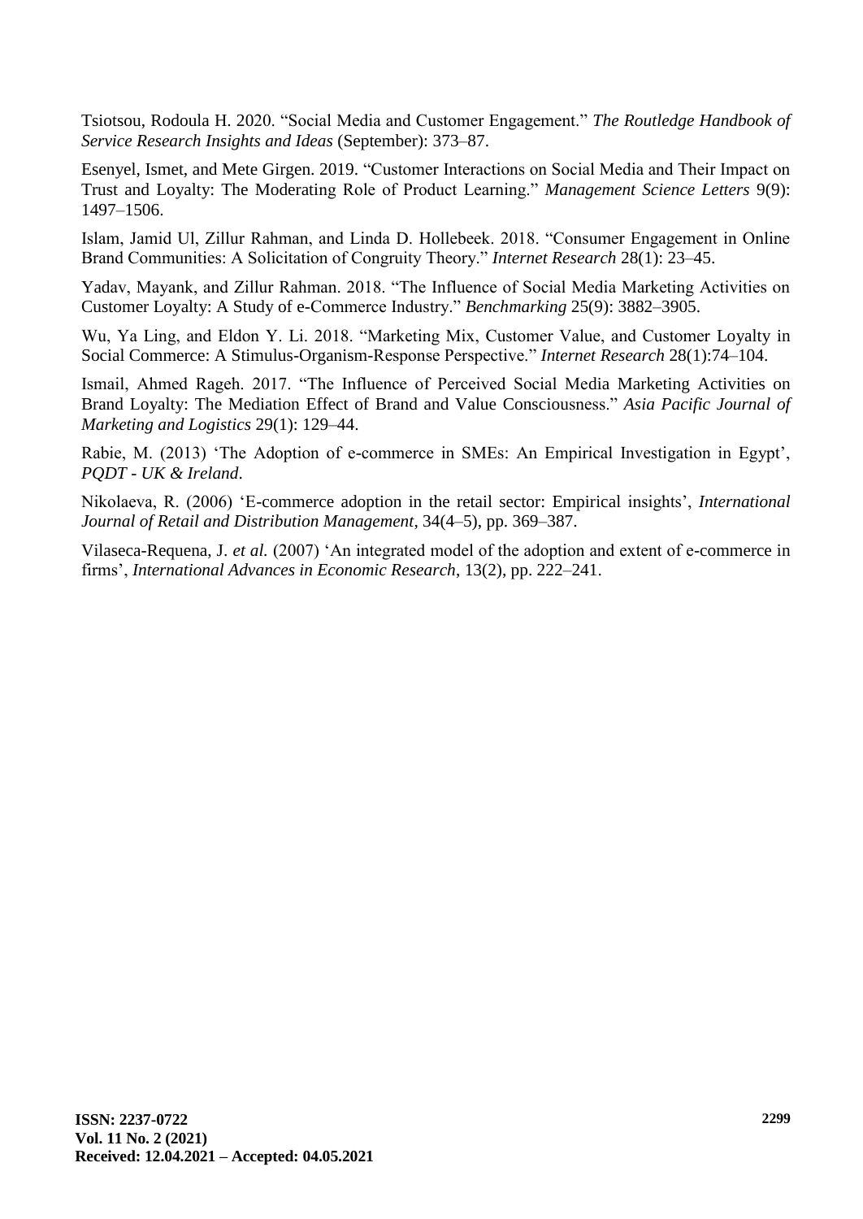Tsiotsou, Rodoula H. 2020. “Social Media and Customer Engagement.” *The Routledge Handbook of Service Research Insights and Ideas* (September): 373–87.

Esenyel, Ismet, and Mete Girgen. 2019. “Customer Interactions on Social Media and Their Impact on Trust and Loyalty: The Moderating Role of Product Learning.” *Management Science Letters* 9(9): 1497–1506.

Islam, Jamid Ul, Zillur Rahman, and Linda D. Hollebeek. 2018. “Consumer Engagement in Online Brand Communities: A Solicitation of Congruity Theory.” *Internet Research* 28(1): 23–45.

Yadav, Mayank, and Zillur Rahman. 2018. “The Influence of Social Media Marketing Activities on Customer Loyalty: A Study of e-Commerce Industry.” *Benchmarking* 25(9): 3882–3905.

Wu, Ya Ling, and Eldon Y. Li. 2018. “Marketing Mix, Customer Value, and Customer Loyalty in Social Commerce: A Stimulus-Organism-Response Perspective.” *Internet Research* 28(1):74–104.

Ismail, Ahmed Rageh. 2017. “The Influence of Perceived Social Media Marketing Activities on Brand Loyalty: The Mediation Effect of Brand and Value Consciousness.” *Asia Pacific Journal of Marketing and Logistics* 29(1): 129–44.

Rabie, M. (2013) ‘The Adoption of e-commerce in SMEs: An Empirical Investigation in Egypt’, *PQDT - UK & Ireland*.

Nikolaeva, R. (2006) ‘E-commerce adoption in the retail sector: Empirical insights’, *International Journal of Retail and Distribution Management*, 34(4–5), pp. 369–387.

Vilaseca-Requena, J. *et al.* (2007) ‘An integrated model of the adoption and extent of e-commerce in firms’, *International Advances in Economic Research*, 13(2), pp. 222–241.